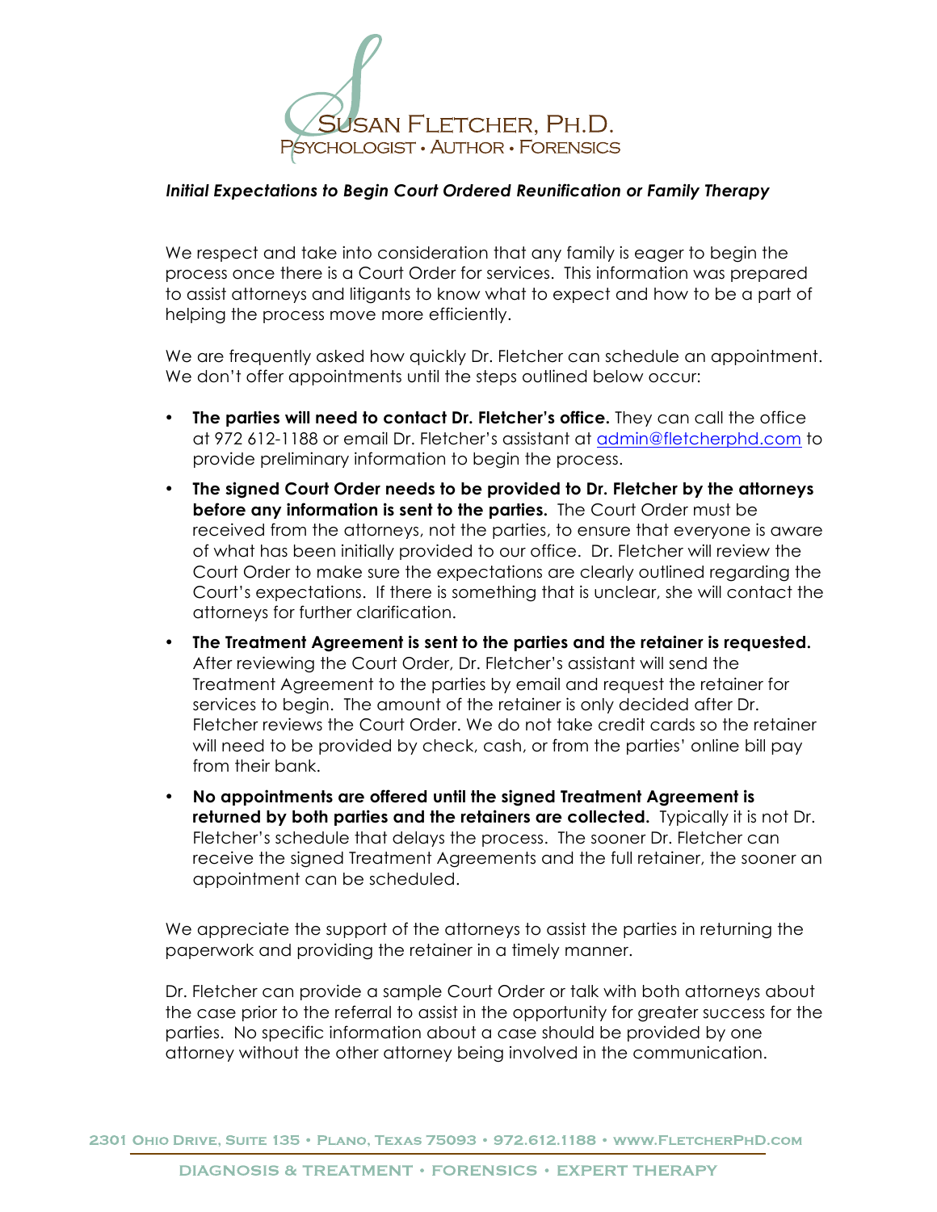# Susan Fletcher, Ph.D.

Psychologist • Author • Forensics

***Initial Expectations to Begin Court Ordered Reunification or Family Therapy***

We respect and take into consideration that any family is eager to begin the process once there is a Court Order for services. This information was prepared to assist attorneys and litigants to know what to expect and how to be a part of helping the process move more efficiently.

We are frequently asked how quickly Dr. Fletcher can schedule an appointment. We don't offer appointments until the steps outlined below occur:

- **The parties will need to contact Dr. Fletcher's office.** They can call the office at 972 612-1188 or email Dr. Fletcher's assistant at admin@fletcherphd.com to provide preliminary information to begin the process.
- **The signed Court Order needs to be provided to Dr. Fletcher by the attorneys before any information is sent to the parties.** The Court Order must be received from the attorneys, not the parties, to ensure that everyone is aware of what has been initially provided to our office. Dr. Fletcher will review the Court Order to make sure the expectations are clearly outlined regarding the Court's expectations. If there is something that is unclear, she will contact the attorneys for further clarification.
- **The Treatment Agreement is sent to the parties and the retainer is requested.** After reviewing the Court Order, Dr. Fletcher's assistant will send the Treatment Agreement to the parties by email and request the retainer for services to begin. The amount of the retainer is only decided after Dr. Fletcher reviews the Court Order. We do not take credit cards so the retainer will need to be provided by check, cash, or from the parties' online bill pay from their bank.
- **No appointments are offered until the signed Treatment Agreement is returned by both parties and the retainers are collected.** Typically it is not Dr. Fletcher's schedule that delays the process. The sooner Dr. Fletcher can receive the signed Treatment Agreements and the full retainer, the sooner an appointment can be scheduled.

We appreciate the support of the attorneys to assist the parties in returning the paperwork and providing the retainer in a timely manner.

Dr. Fletcher can provide a sample Court Order or talk with both attorneys about the case prior to the referral to assist in the opportunity for greater success for the parties. No specific information about a case should be provided by one attorney without the other attorney being involved in the communication.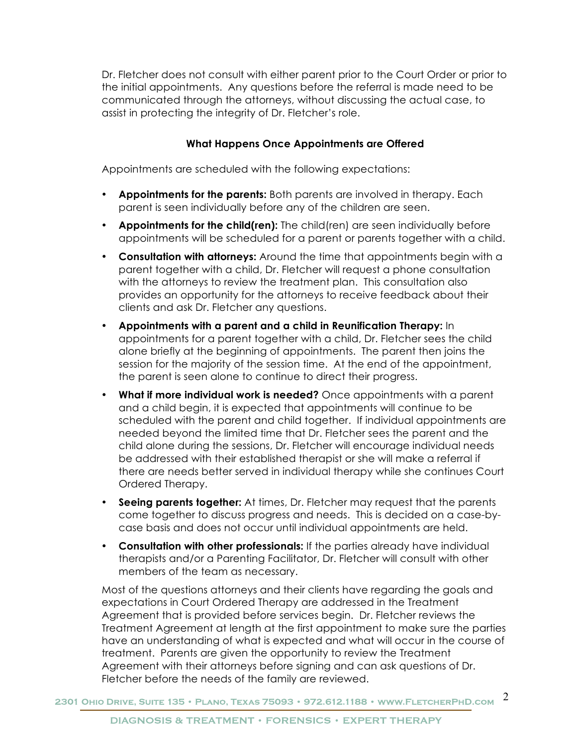Dr. Fletcher does not consult with either parent prior to the Court Order or prior to the initial appointments. Any questions before the referral is made need to be communicated through the attorneys, without discussing the actual case, to assist in protecting the integrity of Dr. Fletcher's role.

### What Happens Once Appointments are Offered

Appointments are scheduled with the following expectations:

- **Appointments for the parents:** Both parents are involved in therapy. Each parent is seen individually before any of the children are seen.
- **Appointments for the child(ren):** The child(ren) are seen individually before appointments will be scheduled for a parent or parents together with a child.
- **Consultation with attorneys:** Around the time that appointments begin with a parent together with a child, Dr. Fletcher will request a phone consultation with the attorneys to review the treatment plan. This consultation also provides an opportunity for the attorneys to receive feedback about their clients and ask Dr. Fletcher any questions.
- **Appointments with a parent and a child in Reunification Therapy:** In appointments for a parent together with a child, Dr. Fletcher sees the child alone briefly at the beginning of appointments. The parent then joins the session for the majority of the session time. At the end of the appointment, the parent is seen alone to continue to direct their progress.
- **What if more individual work is needed?** Once appointments with a parent and a child begin, it is expected that appointments will continue to be scheduled with the parent and child together. If individual appointments are needed beyond the limited time that Dr. Fletcher sees the parent and the child alone during the sessions, Dr. Fletcher will encourage individual needs be addressed with their established therapist or she will make a referral if there are needs better served in individual therapy while she continues Court Ordered Therapy.
- **Seeing parents together:** At times, Dr. Fletcher may request that the parents come together to discuss progress and needs. This is decided on a case-by-case basis and does not occur until individual appointments are held.
- **Consultation with other professionals:** If the parties already have individual therapists and/or a Parenting Facilitator, Dr. Fletcher will consult with other members of the team as necessary.

Most of the questions attorneys and their clients have regarding the goals and expectations in Court Ordered Therapy are addressed in the Treatment Agreement that is provided before services begin. Dr. Fletcher reviews the Treatment Agreement at length at the first appointment to make sure the parties have an understanding of what is expected and what will occur in the course of treatment. Parents are given the opportunity to review the Treatment Agreement with their attorneys before signing and can ask questions of Dr. Fletcher before the needs of the family are reviewed.